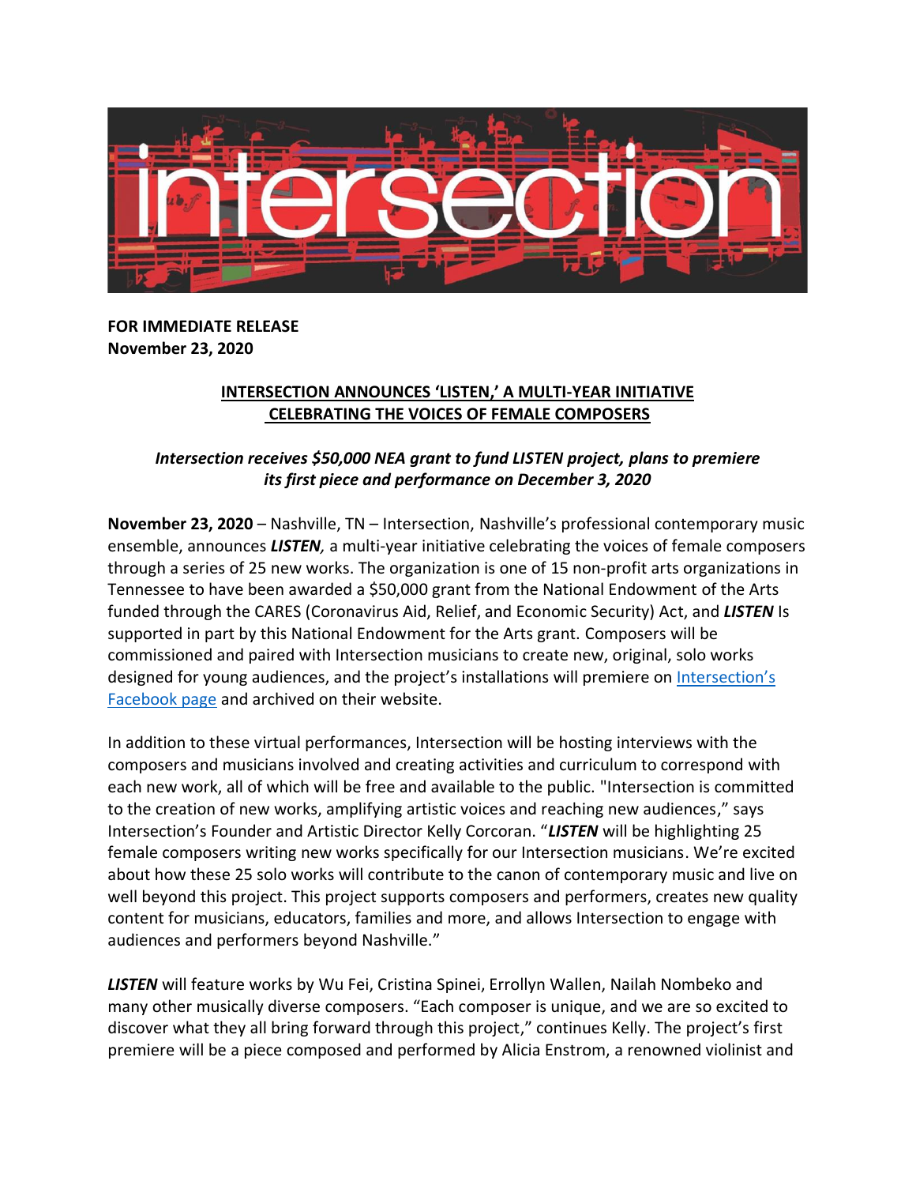**FOR IMMEDIATE RELEASE**
**November 23, 2020**

## INTERSECTION ANNOUNCES 'LISTEN,' A MULTI-YEAR INITIATIVE CELEBRATING THE VOICES OF FEMALE COMPOSERS

***Intersection receives $50,000 NEA grant to fund LISTEN project, plans to premiere its first piece and performance on December 3, 2020***

**November 23, 2020** – Nashville, TN – Intersection, Nashville's professional contemporary music ensemble, announces ***LISTEN**,* a multi-year initiative celebrating the voices of female composers through a series of 25 new works. The organization is one of 15 non-profit arts organizations in Tennessee to have been awarded a $50,000 grant from the National Endowment of the Arts funded through the CARES (Coronavirus Aid, Relief, and Economic Security) Act, and ***LISTEN*** Is supported in part by this National Endowment for the Arts grant. Composers will be commissioned and paired with Intersection musicians to create new, original, solo works designed for young audiences, and the project's installations will premiere on [Intersection's Facebook page]() and archived on their website.

In addition to these virtual performances, Intersection will be hosting interviews with the composers and musicians involved and creating activities and curriculum to correspond with each new work, all of which will be free and available to the public. "Intersection is committed to the creation of new works, amplifying artistic voices and reaching new audiences," says Intersection's Founder and Artistic Director Kelly Corcoran. "***LISTEN*** will be highlighting 25 female composers writing new works specifically for our Intersection musicians. We're excited about how these 25 solo works will contribute to the canon of contemporary music and live on well beyond this project. This project supports composers and performers, creates new quality content for musicians, educators, families and more, and allows Intersection to engage with audiences and performers beyond Nashville."

***LISTEN*** will feature works by Wu Fei, Cristina Spinei, Errollyn Wallen, Nailah Nombeko and many other musically diverse composers. "Each composer is unique, and we are so excited to discover what they all bring forward through this project," continues Kelly. The project's first premiere will be a piece composed and performed by Alicia Enstrom, a renowned violinist and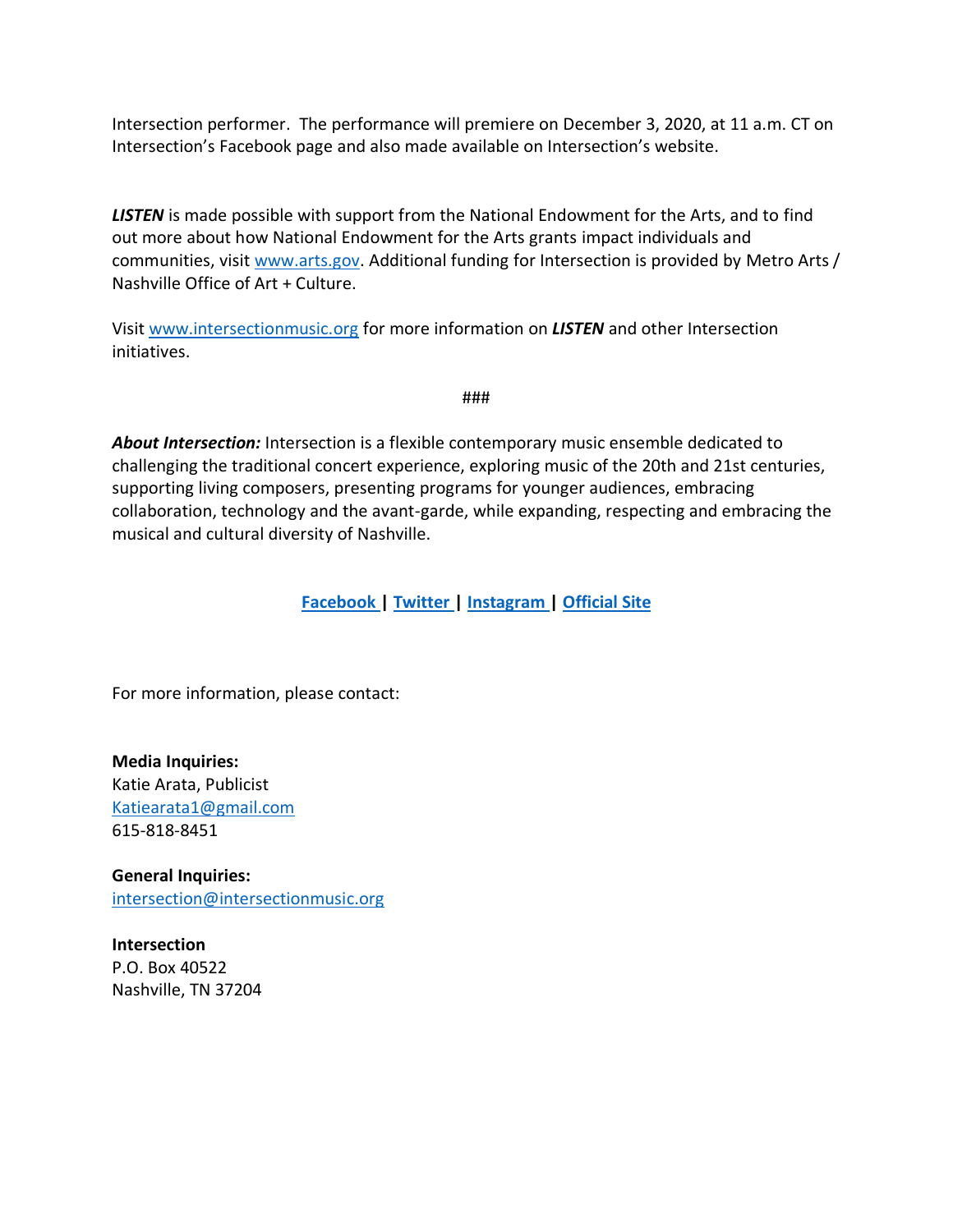Intersection performer. The performance will premiere on December 3, 2020, at 11 a.m. CT on Intersection's Facebook page and also made available on Intersection's website.

***LISTEN*** is made possible with support from the National Endowment for the Arts, and to find out more about how National Endowment for the Arts grants impact individuals and communities, visit www.arts.gov. Additional funding for Intersection is provided by Metro Arts / Nashville Office of Art + Culture.

Visit www.intersectionmusic.org for more information on ***LISTEN*** and other Intersection initiatives.

###

***About Intersection:*** Intersection is a flexible contemporary music ensemble dedicated to challenging the traditional concert experience, exploring music of the 20th and 21st centuries, supporting living composers, presenting programs for younger audiences, embracing collaboration, technology and the avant-garde, while expanding, respecting and embracing the musical and cultural diversity of Nashville.

**Facebook | Twitter | Instagram | Official Site**

For more information, please contact:

**Media Inquiries:**
Katie Arata, Publicist
Katiearata1@gmail.com
615-818-8451

**General Inquiries:**
intersection@intersectionmusic.org

**Intersection**
P.O. Box 40522
Nashville, TN 37204